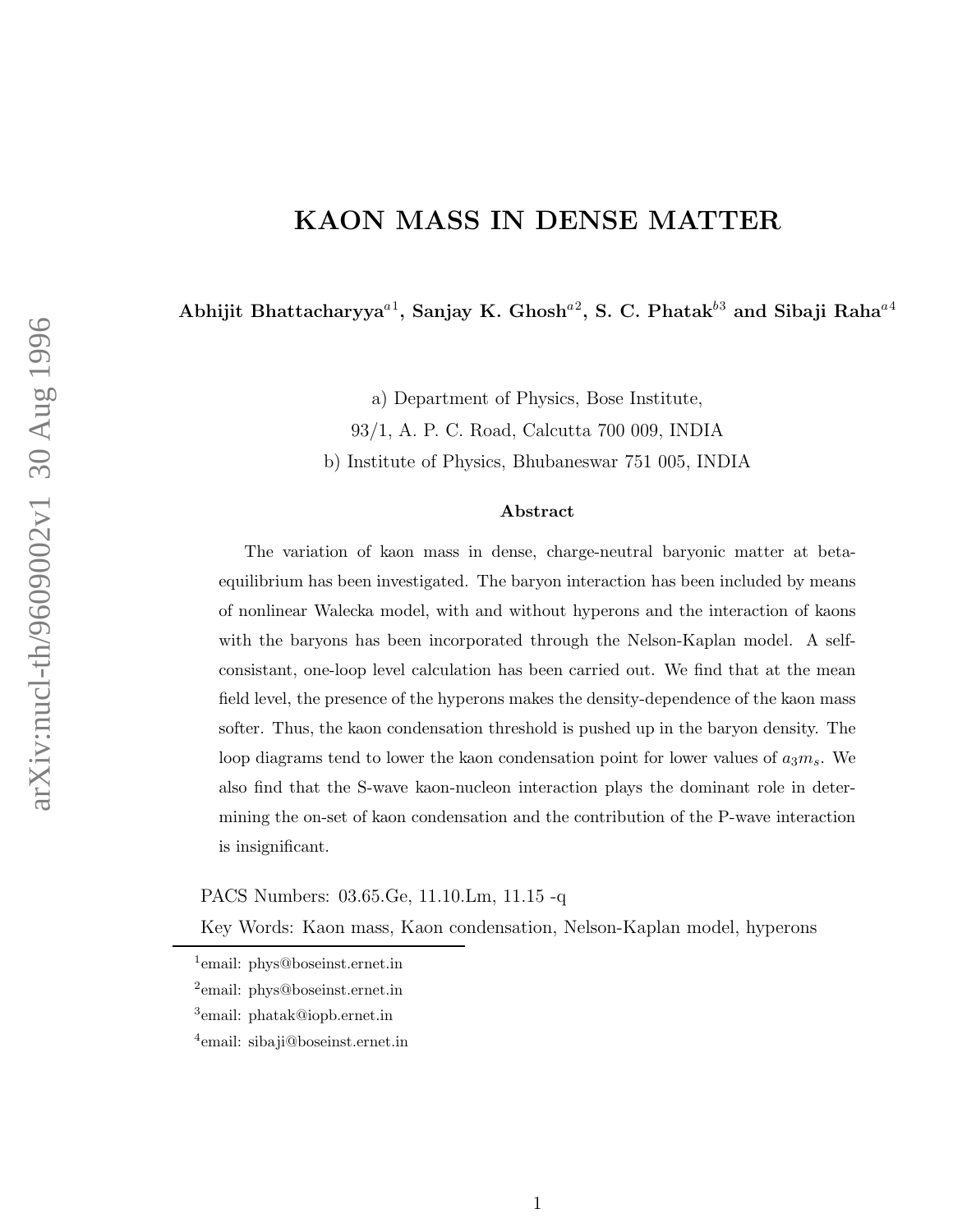# KAON MASS IN DENSE MATTER

**Abhijit Bhattacharyya[a1], Sanjay K. Ghosh[a2], S. C. Phatak[b3] and Sibaji Raha[a4]**

a) Department of Physics, Bose Institute,
93/1, A. P. C. Road, Calcutta 700 009, INDIA
b) Institute of Physics, Bhubaneswar 751 005, INDIA

### Abstract

The variation of kaon mass in dense, charge-neutral baryonic matter at beta-equilibrium has been investigated. The baryon interaction has been included by means of nonlinear Walecka model, with and without hyperons and the interaction of kaons with the baryons has been incorporated through the Nelson-Kaplan model. A self-consistant, one-loop level calculation has been carried out. We find that at the mean field level, the presence of the hyperons makes the density-dependence of the kaon mass softer. Thus, the kaon condensation threshold is pushed up in the baryon density. The loop diagrams tend to lower the kaon condensation point for lower values of $a_3 m_s$. We also find that the S-wave kaon-nucleon interaction plays the dominant role in determining the on-set of kaon condensation and the contribution of the P-wave interaction is insignificant.

PACS Numbers: 03.65.Ge, 11.10.Lm, 11.15 -q

Key Words: Kaon mass, Kaon condensation, Nelson-Kaplan model, hyperons

[1]email: phys@boseinst.ernet.in

[2]email: phys@boseinst.ernet.in

[3]email: phatak@iopb.ernet.in

[4]email: sibaji@boseinst.ernet.in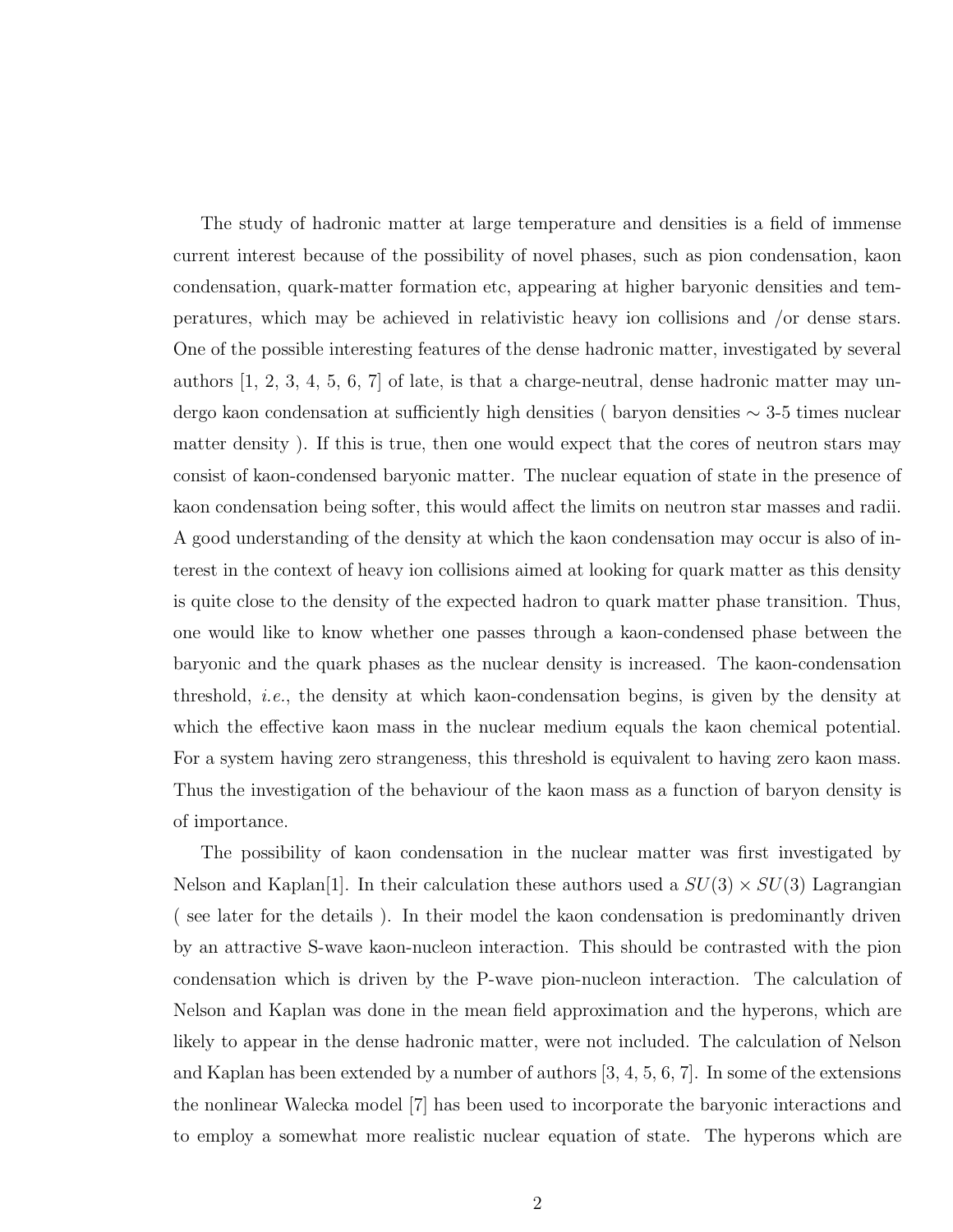The study of hadronic matter at large temperature and densities is a field of immense current interest because of the possibility of novel phases, such as pion condensation, kaon condensation, quark-matter formation etc, appearing at higher baryonic densities and temperatures, which may be achieved in relativistic heavy ion collisions and /or dense stars. One of the possible interesting features of the dense hadronic matter, investigated by several authors [1, 2, 3, 4, 5, 6, 7] of late, is that a charge-neutral, dense hadronic matter may undergo kaon condensation at sufficiently high densities ( baryon densities $\sim$ 3-5 times nuclear matter density ). If this is true, then one would expect that the cores of neutron stars may consist of kaon-condensed baryonic matter. The nuclear equation of state in the presence of kaon condensation being softer, this would affect the limits on neutron star masses and radii. A good understanding of the density at which the kaon condensation may occur is also of interest in the context of heavy ion collisions aimed at looking for quark matter as this density is quite close to the density of the expected hadron to quark matter phase transition. Thus, one would like to know whether one passes through a kaon-condensed phase between the baryonic and the quark phases as the nuclear density is increased. The kaon-condensation threshold, *i.e.*, the density at which kaon-condensation begins, is given by the density at which the effective kaon mass in the nuclear medium equals the kaon chemical potential. For a system having zero strangeness, this threshold is equivalent to having zero kaon mass. Thus the investigation of the behaviour of the kaon mass as a function of baryon density is of importance.

The possibility of kaon condensation in the nuclear matter was first investigated by Nelson and Kaplan[1]. In their calculation these authors used a $SU(3) \times SU(3)$ Lagrangian ( see later for the details ). In their model the kaon condensation is predominantly driven by an attractive S-wave kaon-nucleon interaction. This should be contrasted with the pion condensation which is driven by the P-wave pion-nucleon interaction. The calculation of Nelson and Kaplan was done in the mean field approximation and the hyperons, which are likely to appear in the dense hadronic matter, were not included. The calculation of Nelson and Kaplan has been extended by a number of authors [3, 4, 5, 6, 7]. In some of the extensions the nonlinear Walecka model [7] has been used to incorporate the baryonic interactions and to employ a somewhat more realistic nuclear equation of state. The hyperons which are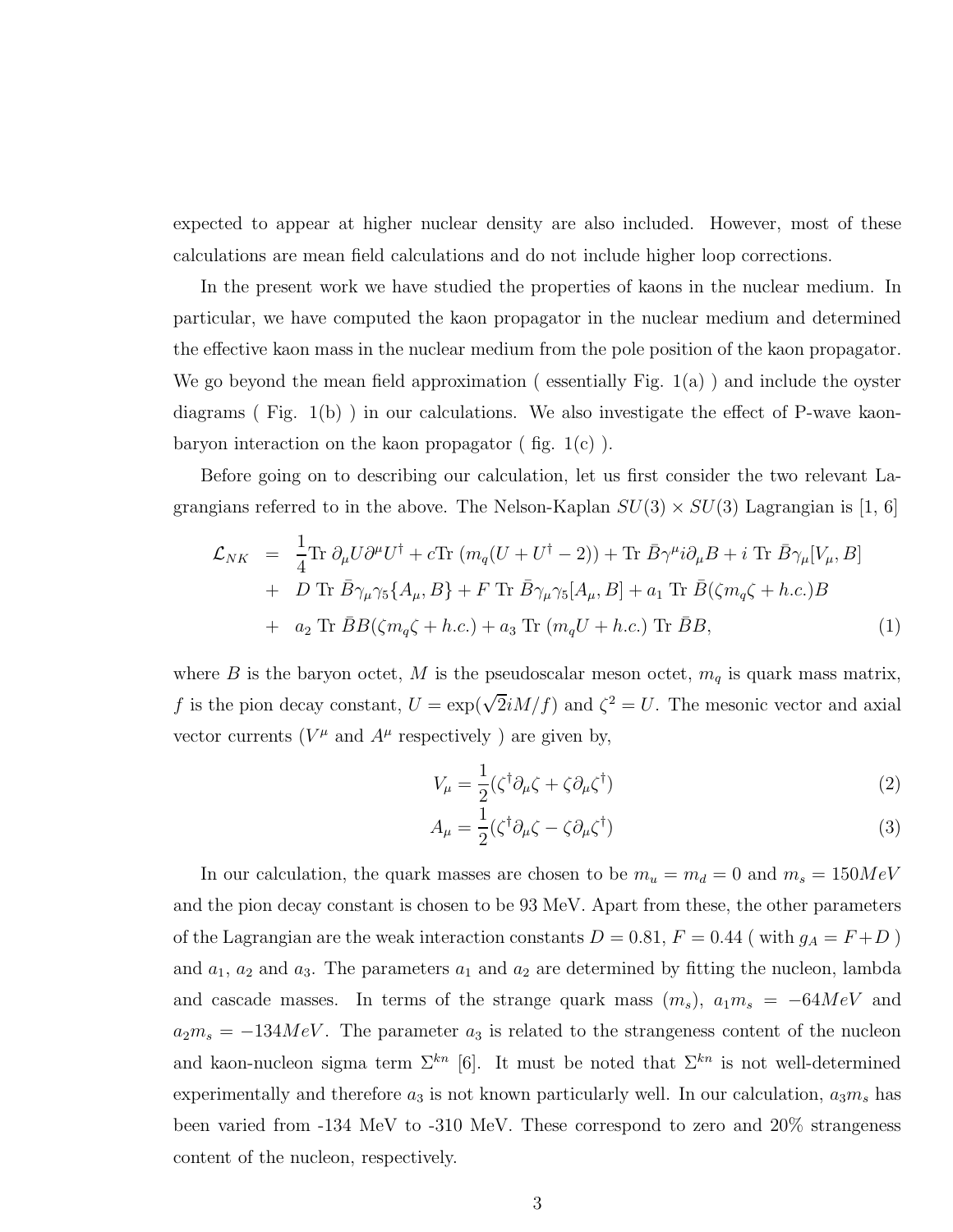expected to appear at higher nuclear density are also included. However, most of these calculations are mean field calculations and do not include higher loop corrections.

In the present work we have studied the properties of kaons in the nuclear medium. In particular, we have computed the kaon propagator in the nuclear medium and determined the effective kaon mass in the nuclear medium from the pole position of the kaon propagator. We go beyond the mean field approximation ( essentially Fig. 1(a) ) and include the oyster diagrams ( Fig. 1(b) ) in our calculations. We also investigate the effect of P-wave kaon-baryon interaction on the kaon propagator ( fig. 1(c) ).

Before going on to describing our calculation, let us first consider the two relevant Lagrangians referred to in the above. The Nelson-Kaplan $SU(3) \times SU(3)$ Lagrangian is [1, 6]

$$
\begin{aligned}
\mathcal{L}_{NK} &= \frac{1}{4}\text{Tr}\ \partial_\mu U \partial^\mu U^\dagger + c\text{Tr}\ (m_q(U + U^\dagger - 2)) + \text{Tr}\ \bar{B}\gamma^\mu i\partial_\mu B + i\ \text{Tr}\ \bar{B}\gamma_\mu [V_\mu, B] \\
&+ D\ \text{Tr}\ \bar{B}\gamma_\mu\gamma_5\{A_\mu, B\} + F\ \text{Tr}\ \bar{B}\gamma_\mu\gamma_5[A_\mu, B] + a_1\ \text{Tr}\ \bar{B}(\zeta m_q \zeta + h.c.)B \\
&+ a_2\ \text{Tr}\ \bar{B}B(\zeta m_q \zeta + h.c.) + a_3\ \text{Tr}\ (m_q U + h.c.)\ \text{Tr}\ \bar{B}B, \qquad (1)
\end{aligned}
$$

where $B$ is the baryon octet, $M$ is the pseudoscalar meson octet, $m_q$ is quark mass matrix, $f$ is the pion decay constant, $U = \exp(\sqrt{2}iM/f)$ and $\zeta^2 = U$. The mesonic vector and axial vector currents ($V^\mu$ and $A^\mu$ respectively ) are given by,

$$
V_\mu = \frac{1}{2}(\zeta^\dagger \partial_\mu \zeta + \zeta \partial_\mu \zeta^\dagger) \qquad (2)
$$

$$
A_\mu = \frac{1}{2}(\zeta^\dagger \partial_\mu \zeta - \zeta \partial_\mu \zeta^\dagger) \qquad (3)
$$

In our calculation, the quark masses are chosen to be $m_u = m_d = 0$ and $m_s = 150MeV$ and the pion decay constant is chosen to be 93 MeV. Apart from these, the other parameters of the Lagrangian are the weak interaction constants $D = 0.81$, $F = 0.44$ ( with $g_A = F + D$ ) and $a_1$, $a_2$ and $a_3$. The parameters $a_1$ and $a_2$ are determined by fitting the nucleon, lambda and cascade masses. In terms of the strange quark mass ($m_s$), $a_1 m_s = -64MeV$ and $a_2 m_s = -134MeV$. The parameter $a_3$ is related to the strangeness content of the nucleon and kaon-nucleon sigma term $\Sigma^{kn}$ [6]. It must be noted that $\Sigma^{kn}$ is not well-determined experimentally and therefore $a_3$ is not known particularly well. In our calculation, $a_3 m_s$ has been varied from -134 MeV to -310 MeV. These correspond to zero and 20% strangeness content of the nucleon, respectively.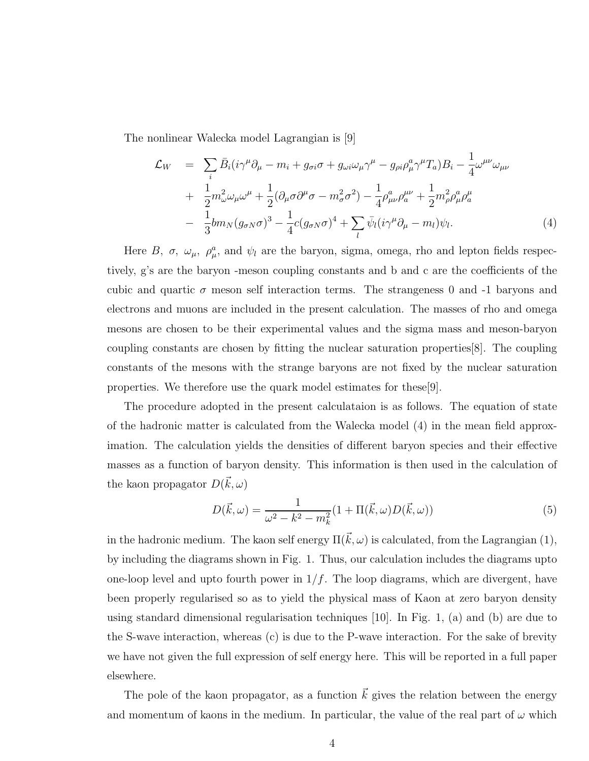The nonlinear Walecka model Lagrangian is [9]

$$
\begin{aligned}
\mathcal{L}_W &= \sum_i \bar{B}_i(i\gamma^\mu\partial_\mu - m_i + g_{\sigma i}\sigma + g_{\omega i}\omega_\mu\gamma^\mu - g_{\rho i}\rho^a_\mu\gamma^\mu T_a)B_i - \frac{1}{4}\omega^{\mu\nu}\omega_{\mu\nu} \\
&+ \frac{1}{2}m^2_\omega\omega_\mu\omega^\mu + \frac{1}{2}(\partial_\mu\sigma\partial^\mu\sigma - m^2_\sigma\sigma^2) - \frac{1}{4}\rho^a_{\mu\nu}\rho^{\mu\nu}_a + \frac{1}{2}m^2_\rho\rho^a_\mu\rho^\mu_a \\
&- \frac{1}{3}bm_N(g_{\sigma N}\sigma)^3 - \frac{1}{4}c(g_{\sigma N}\sigma)^4 + \sum_l \bar{\psi}_l(i\gamma^\mu\partial_\mu - m_l)\psi_l. \qquad (4)
\end{aligned}
$$

Here $B$, $\sigma$, $\omega_\mu$, $\rho^a_\mu$, and $\psi_l$ are the baryon, sigma, omega, rho and lepton fields respectively, g's are the baryon -meson coupling constants and b and c are the coefficients of the cubic and quartic $\sigma$ meson self interaction terms. The strangeness 0 and -1 baryons and electrons and muons are included in the present calculation. The masses of rho and omega mesons are chosen to be their experimental values and the sigma mass and meson-baryon coupling constants are chosen by fitting the nuclear saturation properties[8]. The coupling constants of the mesons with the strange baryons are not fixed by the nuclear saturation properties. We therefore use the quark model estimates for these[9].

The procedure adopted in the present calculataion is as follows. The equation of state of the hadronic matter is calculated from the Walecka model (4) in the mean field approximation. The calculation yields the densities of different baryon species and their effective masses as a function of baryon density. This information is then used in the calculation of the kaon propagator $D(\vec{k},\omega)$

$$
D(\vec{k},\omega) = \frac{1}{\omega^2 - k^2 - m_k^2}(1 + \Pi(\vec{k},\omega)D(\vec{k},\omega)) \qquad (5)
$$

in the hadronic medium. The kaon self energy $\Pi(\vec{k},\omega)$ is calculated, from the Lagrangian (1), by including the diagrams shown in Fig. 1. Thus, our calculation includes the diagrams upto one-loop level and upto fourth power in $1/f$. The loop diagrams, which are divergent, have been properly regularised so as to yield the physical mass of Kaon at zero baryon density using standard dimensional regularisation techniques [10]. In Fig. 1, (a) and (b) are due to the S-wave interaction, whereas (c) is due to the P-wave interaction. For the sake of brevity we have not given the full expression of self energy here. This will be reported in a full paper elsewhere.

The pole of the kaon propagator, as a function $\vec{k}$ gives the relation between the energy and momentum of kaons in the medium. In particular, the value of the real part of $\omega$ which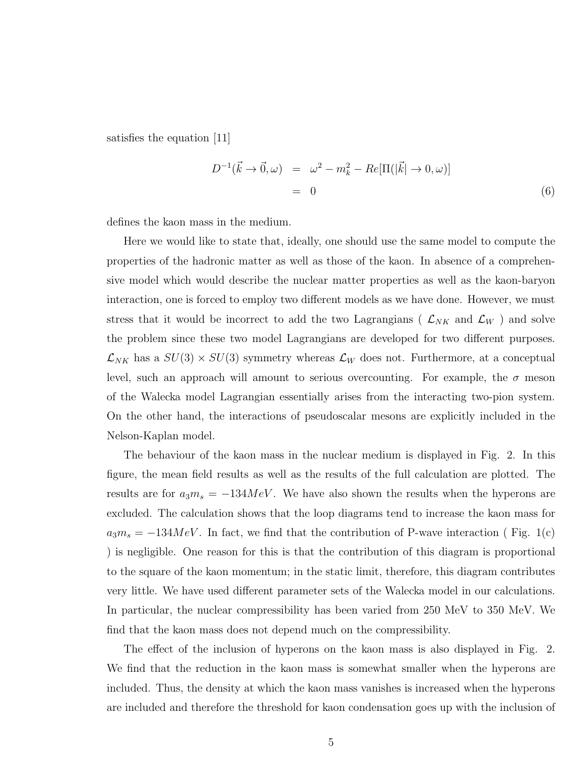satisfies the equation [11]

$$
\begin{aligned}
D^{-1}(\vec{k} \to \vec{0}, \omega) &= \omega^2 - m_k^2 - Re[\Pi(|\vec{k}| \to 0, \omega)] \\
&= 0
\end{aligned}
\tag{6}
$$

defines the kaon mass in the medium.

Here we would like to state that, ideally, one should use the same model to compute the properties of the hadronic matter as well as those of the kaon. In absence of a comprehensive model which would describe the nuclear matter properties as well as the kaon-baryon interaction, one is forced to employ two different models as we have done. However, we must stress that it would be incorrect to add the two Lagrangians ( $\mathcal{L}_{NK}$ and $\mathcal{L}_W$ ) and solve the problem since these two model Lagrangians are developed for two different purposes. $\mathcal{L}_{NK}$ has a $SU(3) \times SU(3)$ symmetry whereas $\mathcal{L}_W$ does not. Furthermore, at a conceptual level, such an approach will amount to serious overcounting. For example, the $\sigma$ meson of the Walecka model Lagrangian essentially arises from the interacting two-pion system. On the other hand, the interactions of pseudoscalar mesons are explicitly included in the Nelson-Kaplan model.

The behaviour of the kaon mass in the nuclear medium is displayed in Fig. 2. In this figure, the mean field results as well as the results of the full calculation are plotted. The results are for $a_3 m_s = -134 MeV$. We have also shown the results when the hyperons are excluded. The calculation shows that the loop diagrams tend to increase the kaon mass for $a_3 m_s = -134 MeV$. In fact, we find that the contribution of P-wave interaction ( Fig. 1(c) ) is negligible. One reason for this is that the contribution of this diagram is proportional to the square of the kaon momentum; in the static limit, therefore, this diagram contributes very little. We have used different parameter sets of the Walecka model in our calculations. In particular, the nuclear compressibility has been varied from 250 MeV to 350 MeV. We find that the kaon mass does not depend much on the compressibility.

The effect of the inclusion of hyperons on the kaon mass is also displayed in Fig. 2. We find that the reduction in the kaon mass is somewhat smaller when the hyperons are included. Thus, the density at which the kaon mass vanishes is increased when the hyperons are included and therefore the threshold for kaon condensation goes up with the inclusion of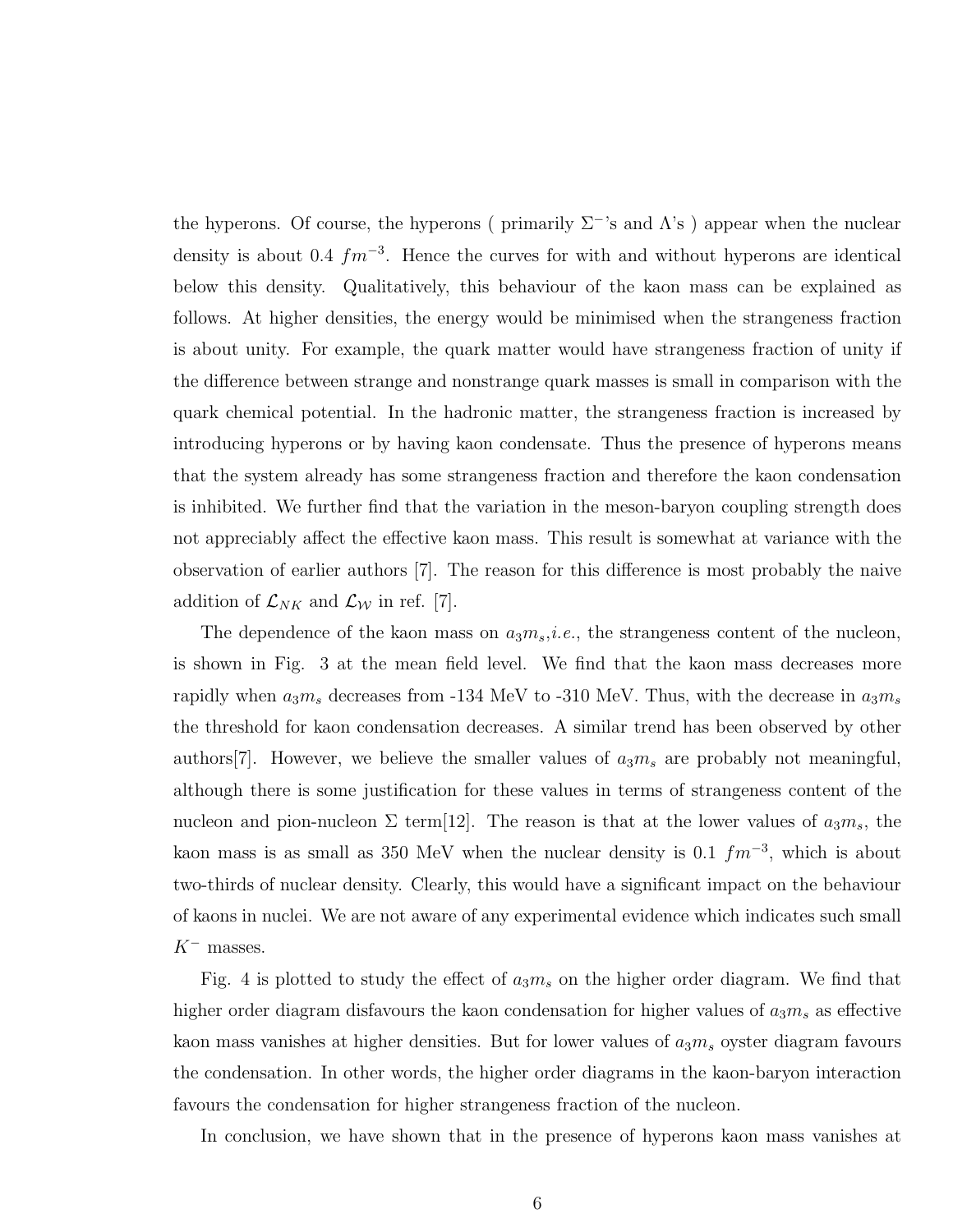the hyperons. Of course, the hyperons ( primarily $\Sigma^-$'s and $\Lambda$'s ) appear when the nuclear density is about 0.4 $fm^{-3}$. Hence the curves for with and without hyperons are identical below this density. Qualitatively, this behaviour of the kaon mass can be explained as follows. At higher densities, the energy would be minimised when the strangeness fraction is about unity. For example, the quark matter would have strangeness fraction of unity if the difference between strange and nonstrange quark masses is small in comparison with the quark chemical potential. In the hadronic matter, the strangeness fraction is increased by introducing hyperons or by having kaon condensate. Thus the presence of hyperons means that the system already has some strangeness fraction and therefore the kaon condensation is inhibited. We further find that the variation in the meson-baryon coupling strength does not appreciably affect the effective kaon mass. This result is somewhat at variance with the observation of earlier authors [7]. The reason for this difference is most probably the naive addition of $\mathcal{L}_{NK}$ and $\mathcal{L}_{\mathcal{W}}$ in ref. [7].

The dependence of the kaon mass on $a_3 m_s$,*i.e.*, the strangeness content of the nucleon, is shown in Fig. 3 at the mean field level. We find that the kaon mass decreases more rapidly when $a_3 m_s$ decreases from -134 MeV to -310 MeV. Thus, with the decrease in $a_3 m_s$ the threshold for kaon condensation decreases. A similar trend has been observed by other authors[7]. However, we believe the smaller values of $a_3 m_s$ are probably not meaningful, although there is some justification for these values in terms of strangeness content of the nucleon and pion-nucleon $\Sigma$ term[12]. The reason is that at the lower values of $a_3 m_s$, the kaon mass is as small as 350 MeV when the nuclear density is 0.1 $fm^{-3}$, which is about two-thirds of nuclear density. Clearly, this would have a significant impact on the behaviour of kaons in nuclei. We are not aware of any experimental evidence which indicates such small $K^-$ masses.

Fig. 4 is plotted to study the effect of $a_3 m_s$ on the higher order diagram. We find that higher order diagram disfavours the kaon condensation for higher values of $a_3 m_s$ as effective kaon mass vanishes at higher densities. But for lower values of $a_3 m_s$ oyster diagram favours the condensation. In other words, the higher order diagrams in the kaon-baryon interaction favours the condensation for higher strangeness fraction of the nucleon.

In conclusion, we have shown that in the presence of hyperons kaon mass vanishes at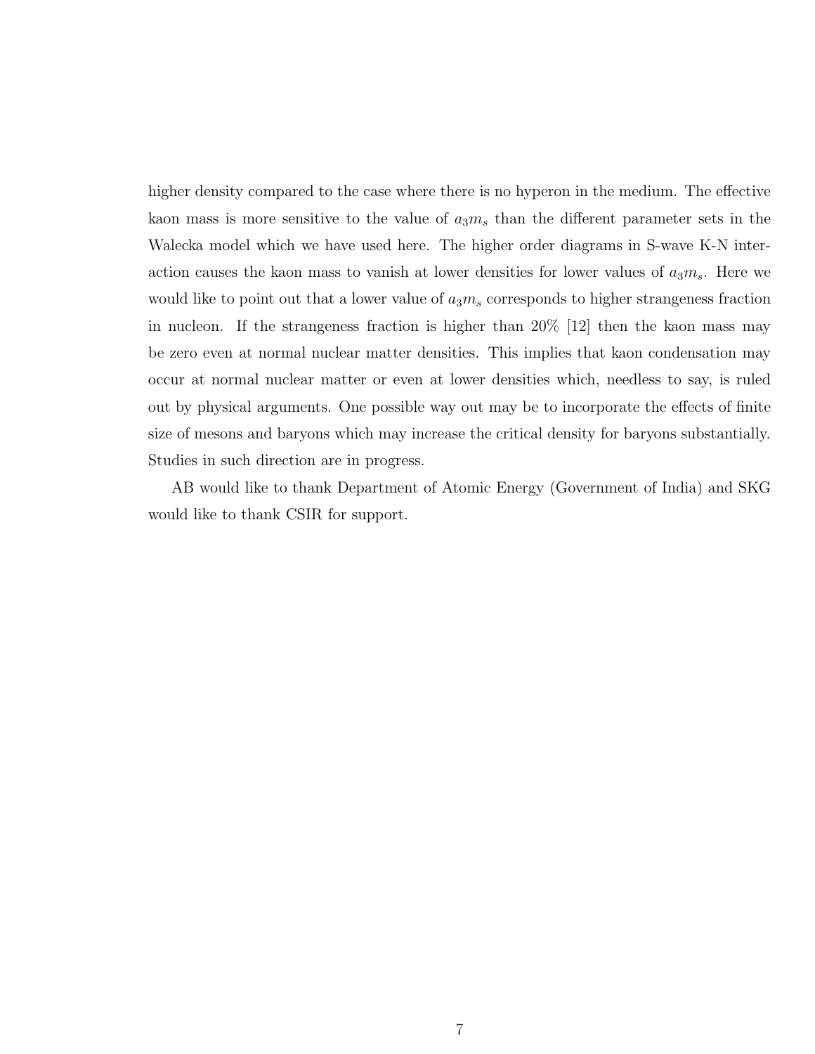higher density compared to the case where there is no hyperon in the medium. The effective kaon mass is more sensitive to the value of $a_3 m_s$ than the different parameter sets in the Walecka model which we have used here. The higher order diagrams in S-wave K-N interaction causes the kaon mass to vanish at lower densities for lower values of $a_3 m_s$. Here we would like to point out that a lower value of $a_3 m_s$ corresponds to higher strangeness fraction in nucleon. If the strangeness fraction is higher than 20% [12] then the kaon mass may be zero even at normal nuclear matter densities. This implies that kaon condensation may occur at normal nuclear matter or even at lower densities which, needless to say, is ruled out by physical arguments. One possible way out may be to incorporate the effects of finite size of mesons and baryons which may increase the critical density for baryons substantially. Studies in such direction are in progress.

AB would like to thank Department of Atomic Energy (Government of India) and SKG would like to thank CSIR for support.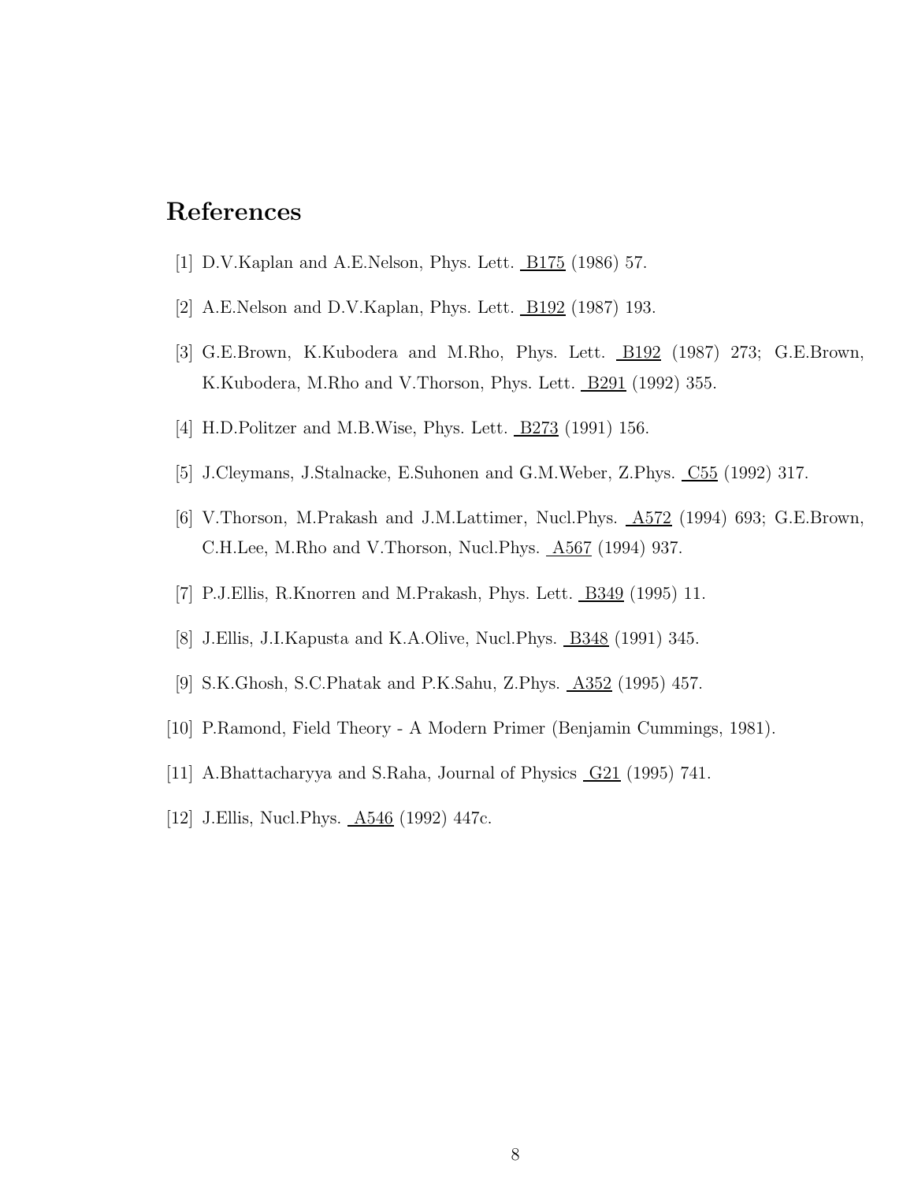## References

[1] D.V.Kaplan and A.E.Nelson, Phys. Lett. B175 (1986) 57.

[2] A.E.Nelson and D.V.Kaplan, Phys. Lett. B192 (1987) 193.

[3] G.E.Brown, K.Kubodera and M.Rho, Phys. Lett. B192 (1987) 273; G.E.Brown, K.Kubodera, M.Rho and V.Thorson, Phys. Lett. B291 (1992) 355.

[4] H.D.Politzer and M.B.Wise, Phys. Lett. B273 (1991) 156.

[5] J.Cleymans, J.Stalnacke, E.Suhonen and G.M.Weber, Z.Phys. C55 (1992) 317.

[6] V.Thorson, M.Prakash and J.M.Lattimer, Nucl.Phys. A572 (1994) 693; G.E.Brown, C.H.Lee, M.Rho and V.Thorson, Nucl.Phys. A567 (1994) 937.

[7] P.J.Ellis, R.Knorren and M.Prakash, Phys. Lett. B349 (1995) 11.

[8] J.Ellis, J.I.Kapusta and K.A.Olive, Nucl.Phys. B348 (1991) 345.

[9] S.K.Ghosh, S.C.Phatak and P.K.Sahu, Z.Phys. A352 (1995) 457.

[10] P.Ramond, Field Theory - A Modern Primer (Benjamin Cummings, 1981).

[11] A.Bhattacharyya and S.Raha, Journal of Physics G21 (1995) 741.

[12] J.Ellis, Nucl.Phys. A546 (1992) 447c.